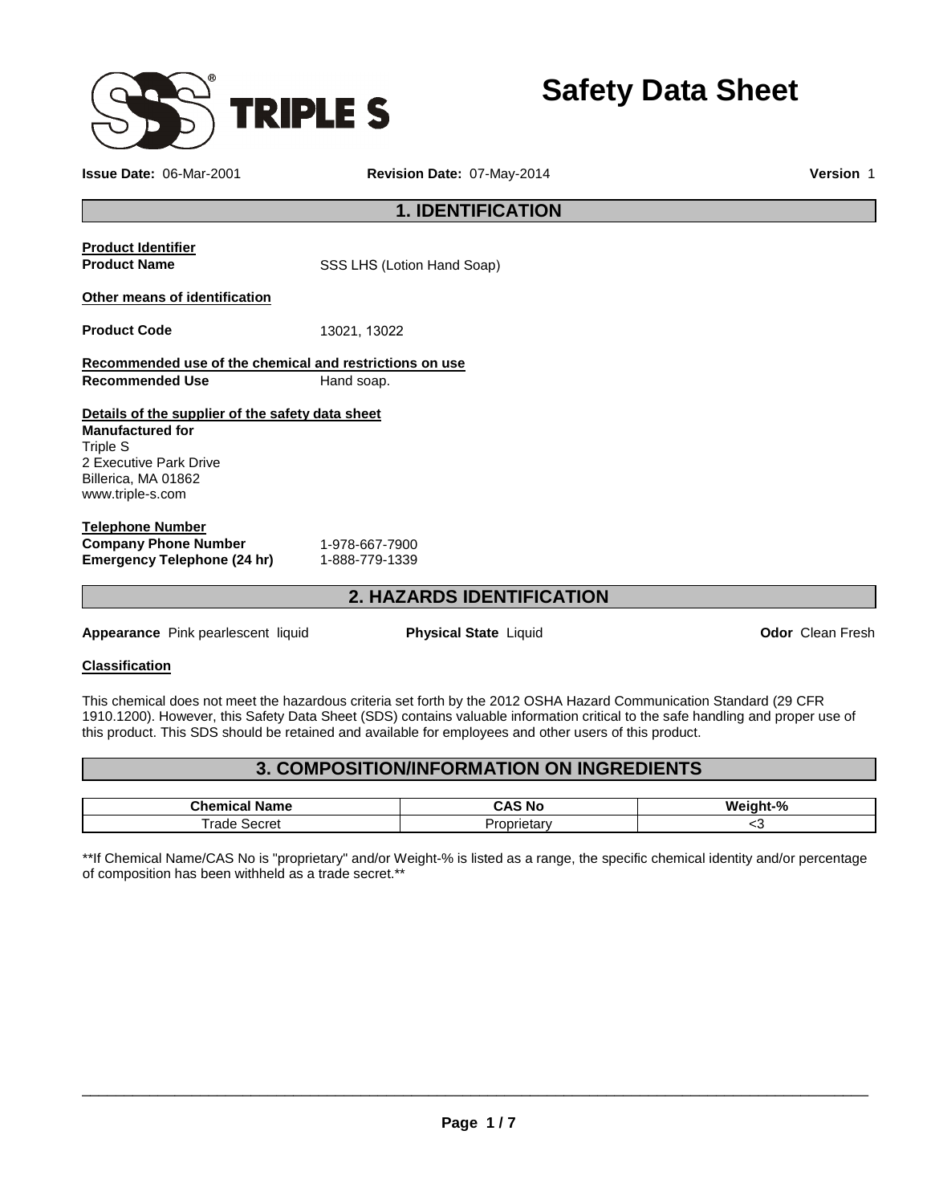# Safety Data Sheet

**Issue Date:** 06-Mar-2001 **Revision Date:** 07-May-2014 **Version** 1

## 1. IDENTIFICATION

**Product Identifier**

**Product Name** SSS LHS (Lotion Hand Soap)

**Other means of identification**

**Product Code** 13021, 13022

**Recommended use of the chemical and restrictions on use**

**Recommended Use** Hand soap.

**Details of the supplier of the safety data sheet**

**Manufactured for**
Triple S
2 Executive Park Drive
Billerica, MA 01862
www.triple-s.com

**Telephone Number**

**Company Phone Number** 1-978-667-7900
**Emergency Telephone (24 hr)** 1-888-779-1339

## 2. HAZARDS IDENTIFICATION

**Appearance** Pink pearlescent liquid **Physical State** Liquid **Odor** Clean Fresh

**Classification**

This chemical does not meet the hazardous criteria set forth by the 2012 OSHA Hazard Communication Standard (29 CFR 1910.1200). However, this Safety Data Sheet (SDS) contains valuable information critical to the safe handling and proper use of this product. This SDS should be retained and available for employees and other users of this product.

## 3. COMPOSITION/INFORMATION ON INGREDIENTS

| Chemical Name | CAS No | Weight-% |
|---|---|---|
| Trade Secret | Proprietary | <3 |

**If Chemical Name/CAS No is "proprietary" and/or Weight-% is listed as a range, the specific chemical identity and/or percentage of composition has been withheld as a trade secret.**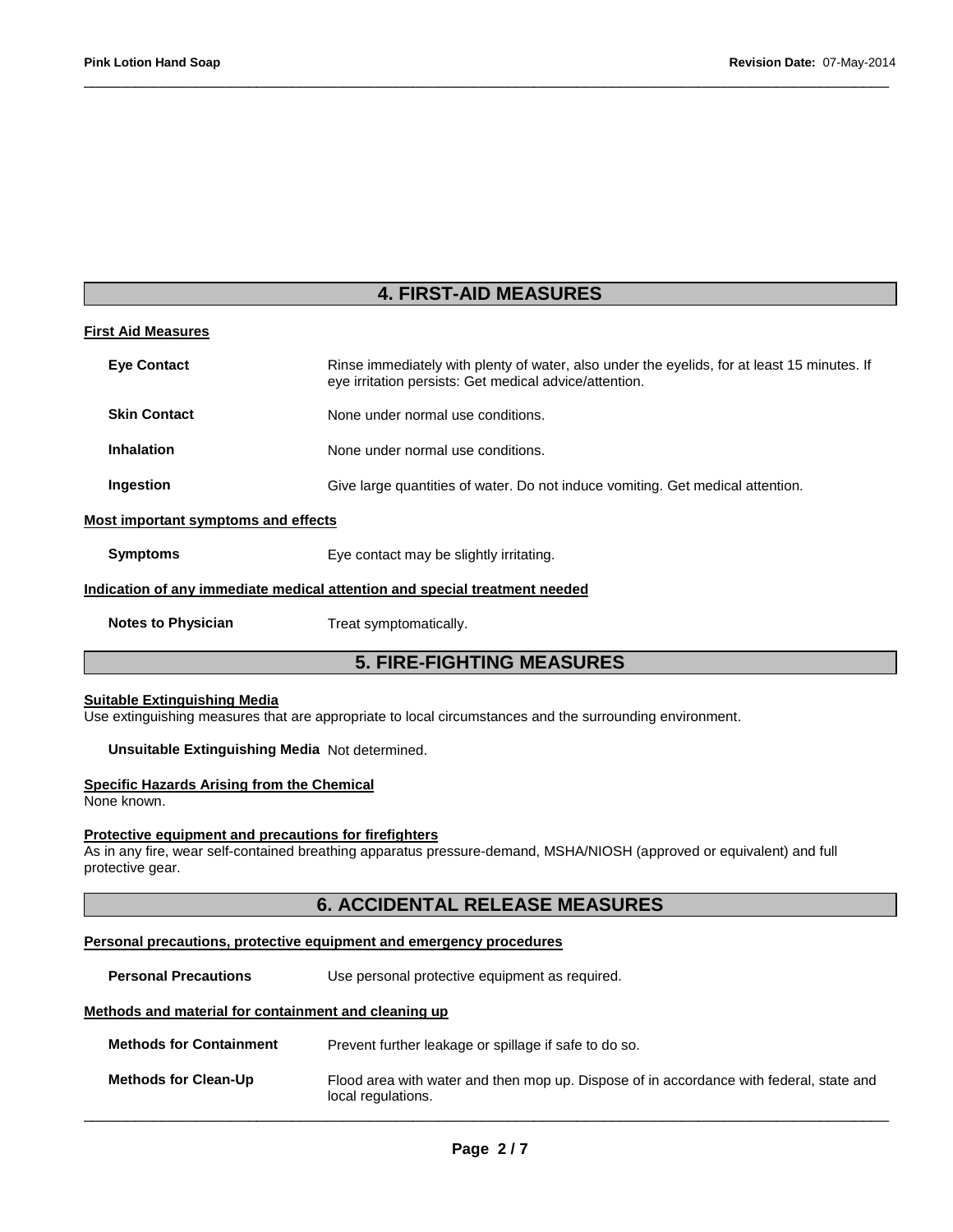## 4. FIRST-AID MEASURES

### First Aid Measures

**Eye Contact** Rinse immediately with plenty of water, also under the eyelids, for at least 15 minutes. If eye irritation persists: Get medical advice/attention.

**Skin Contact** None under normal use conditions.

**Inhalation** None under normal use conditions.

**Ingestion** Give large quantities of water. Do not induce vomiting. Get medical attention.

### Most important symptoms and effects

**Symptoms** Eye contact may be slightly irritating.

### Indication of any immediate medical attention and special treatment needed

**Notes to Physician** Treat symptomatically.

## 5. FIRE-FIGHTING MEASURES

### Suitable Extinguishing Media

Use extinguishing measures that are appropriate to local circumstances and the surrounding environment.

**Unsuitable Extinguishing Media** Not determined.

### Specific Hazards Arising from the Chemical

None known.

### Protective equipment and precautions for firefighters

As in any fire, wear self-contained breathing apparatus pressure-demand, MSHA/NIOSH (approved or equivalent) and full protective gear.

## 6. ACCIDENTAL RELEASE MEASURES

### Personal precautions, protective equipment and emergency procedures

**Personal Precautions** Use personal protective equipment as required.

### Methods and material for containment and cleaning up

**Methods for Containment** Prevent further leakage or spillage if safe to do so.

**Methods for Clean-Up** Flood area with water and then mop up. Dispose of in accordance with federal, state and local regulations.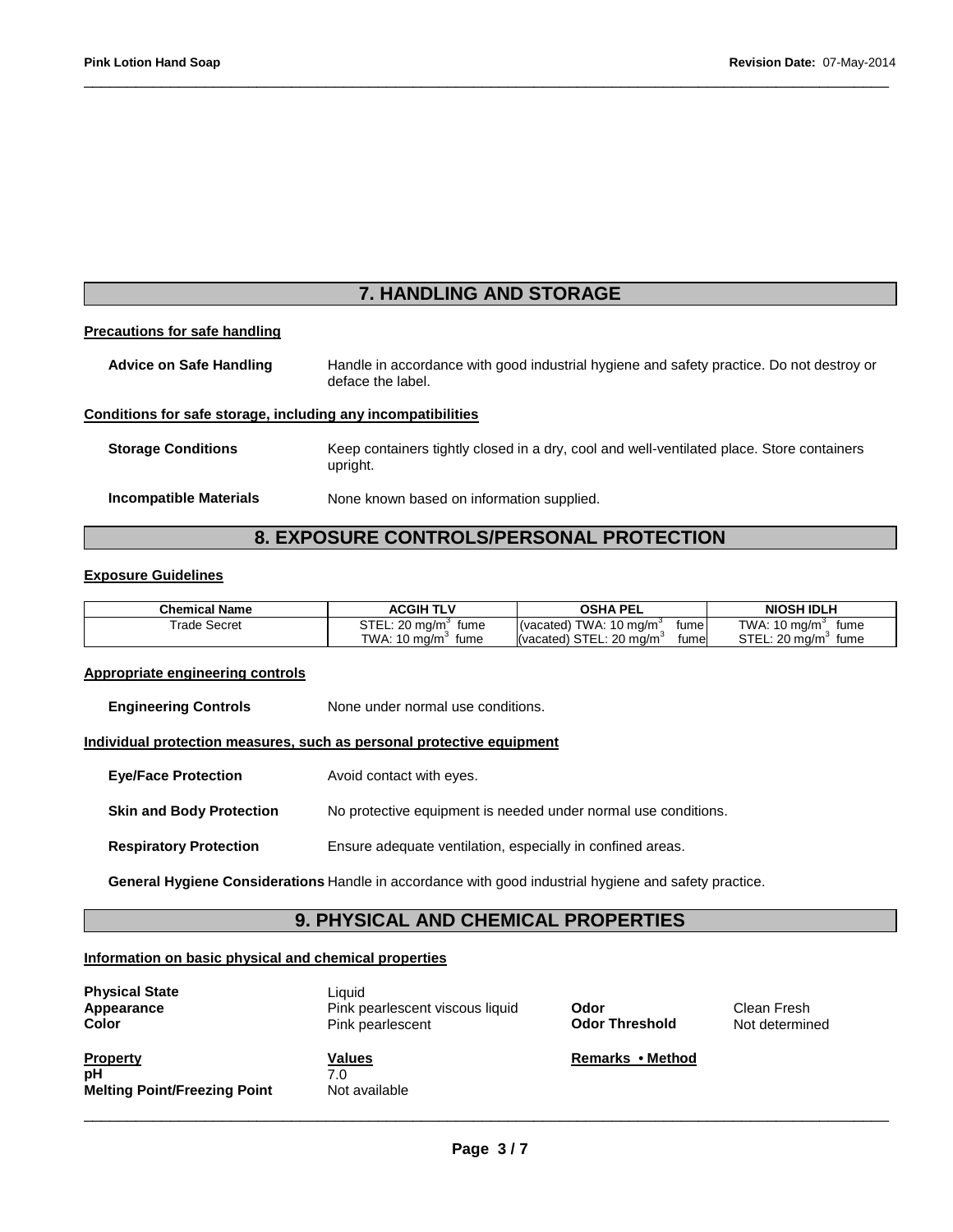## 7. HANDLING AND STORAGE

**Precautions for safe handling**

**Advice on Safe Handling** Handle in accordance with good industrial hygiene and safety practice. Do not destroy or deface the label.

**Conditions for safe storage, including any incompatibilities**

**Storage Conditions** Keep containers tightly closed in a dry, cool and well-ventilated place. Store containers upright.

**Incompatible Materials** None known based on information supplied.

## 8. EXPOSURE CONTROLS/PERSONAL PROTECTION

**Exposure Guidelines**

| Chemical Name | ACGIH TLV | OSHA PEL | NIOSH IDLH |
|---|---|---|---|
| Trade Secret | STEL: 20 $mg/m^3$ fume<br>TWA: 10 $mg/m^3$ fume | (vacated) TWA: 10 $mg/m^3$ fume<br>(vacated) STEL: 20 $mg/m^3$ fume | TWA: 10 $mg/m^3$ fume<br>STEL: 20 $mg/m^3$ fume |

**Appropriate engineering controls**

**Engineering Controls** None under normal use conditions.

**Individual protection measures, such as personal protective equipment**

**Eye/Face Protection** Avoid contact with eyes.

**Skin and Body Protection** No protective equipment is needed under normal use conditions.

**Respiratory Protection** Ensure adequate ventilation, especially in confined areas.

**General Hygiene Considerations** Handle in accordance with good industrial hygiene and safety practice.

## 9. PHYSICAL AND CHEMICAL PROPERTIES

**Information on basic physical and chemical properties**

**Physical State** Liquid
**Appearance** Pink pearlescent viscous liquid
**Color** Pink pearlescent

**Odor** Clean Fresh
**Odor Threshold** Not determined

| Property | Values | Remarks • Method |
|---|---|---|
| pH | 7.0 | |
| Melting Point/Freezing Point | Not available | |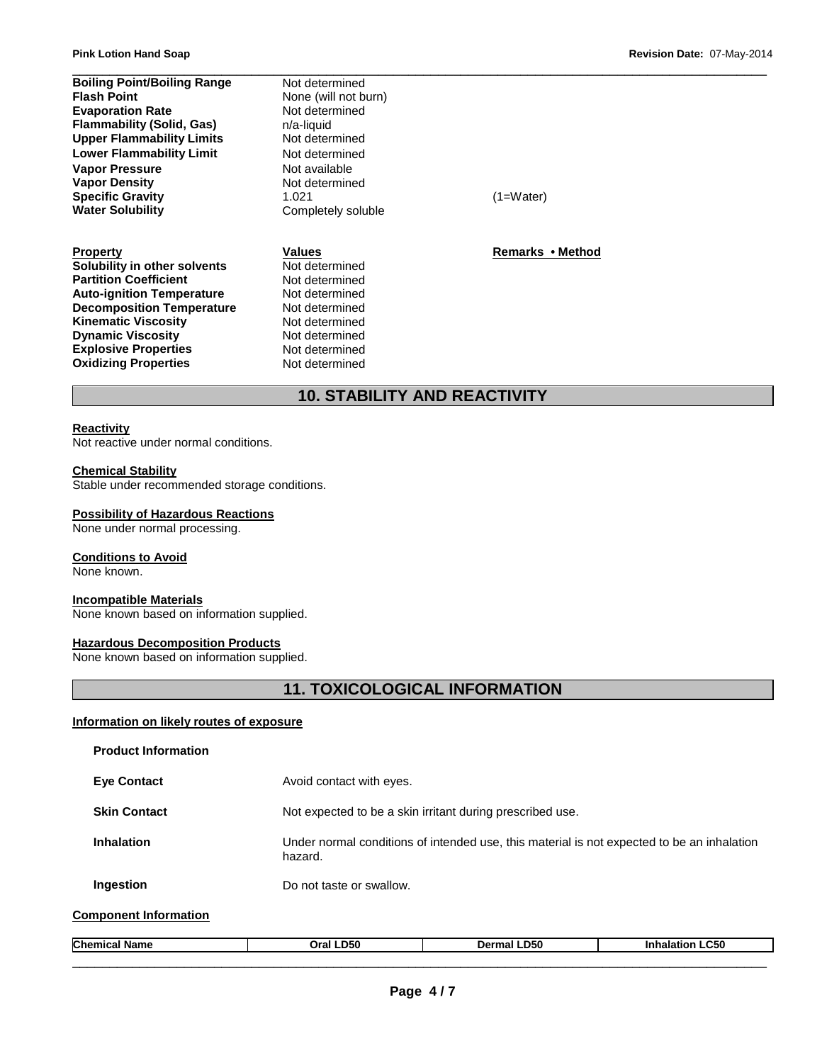| | | |
|---|---|---|
| **Boiling Point/Boiling Range** | Not determined | |
| **Flash Point** | None (will not burn) | |
| **Evaporation Rate** | Not determined | |
| **Flammability (Solid, Gas)** | n/a-liquid | |
| **Upper Flammability Limits** | Not determined | |
| **Lower Flammability Limit** | Not determined | |
| **Vapor Pressure** | Not available | |
| **Vapor Density** | Not determined | |
| **Specific Gravity** | 1.021 | (1=Water) |
| **Water Solubility** | Completely soluble | |

| **Property** | **Values** | **Remarks • Method** |
|---|---|---|
| **Solubility in other solvents** | Not determined | |
| **Partition Coefficient** | Not determined | |
| **Auto-ignition Temperature** | Not determined | |
| **Decomposition Temperature** | Not determined | |
| **Kinematic Viscosity** | Not determined | |
| **Dynamic Viscosity** | Not determined | |
| **Explosive Properties** | Not determined | |
| **Oxidizing Properties** | Not determined | |

## 10. STABILITY AND REACTIVITY

**Reactivity**
Not reactive under normal conditions.

**Chemical Stability**
Stable under recommended storage conditions.

**Possibility of Hazardous Reactions**
None under normal processing.

**Conditions to Avoid**
None known.

**Incompatible Materials**
None known based on information supplied.

**Hazardous Decomposition Products**
None known based on information supplied.

## 11. TOXICOLOGICAL INFORMATION

**Information on likely routes of exposure**

**Product Information**

| | |
|---|---|
| **Eye Contact** | Avoid contact with eyes. |
| **Skin Contact** | Not expected to be a skin irritant during prescribed use. |
| **Inhalation** | Under normal conditions of intended use, this material is not expected to be an inhalation hazard. |
| **Ingestion** | Do not taste or swallow. |

**Component Information**

| Chemical Name | Oral LD50 | Dermal LD50 | Inhalation LC50 |
|---|---|---|---|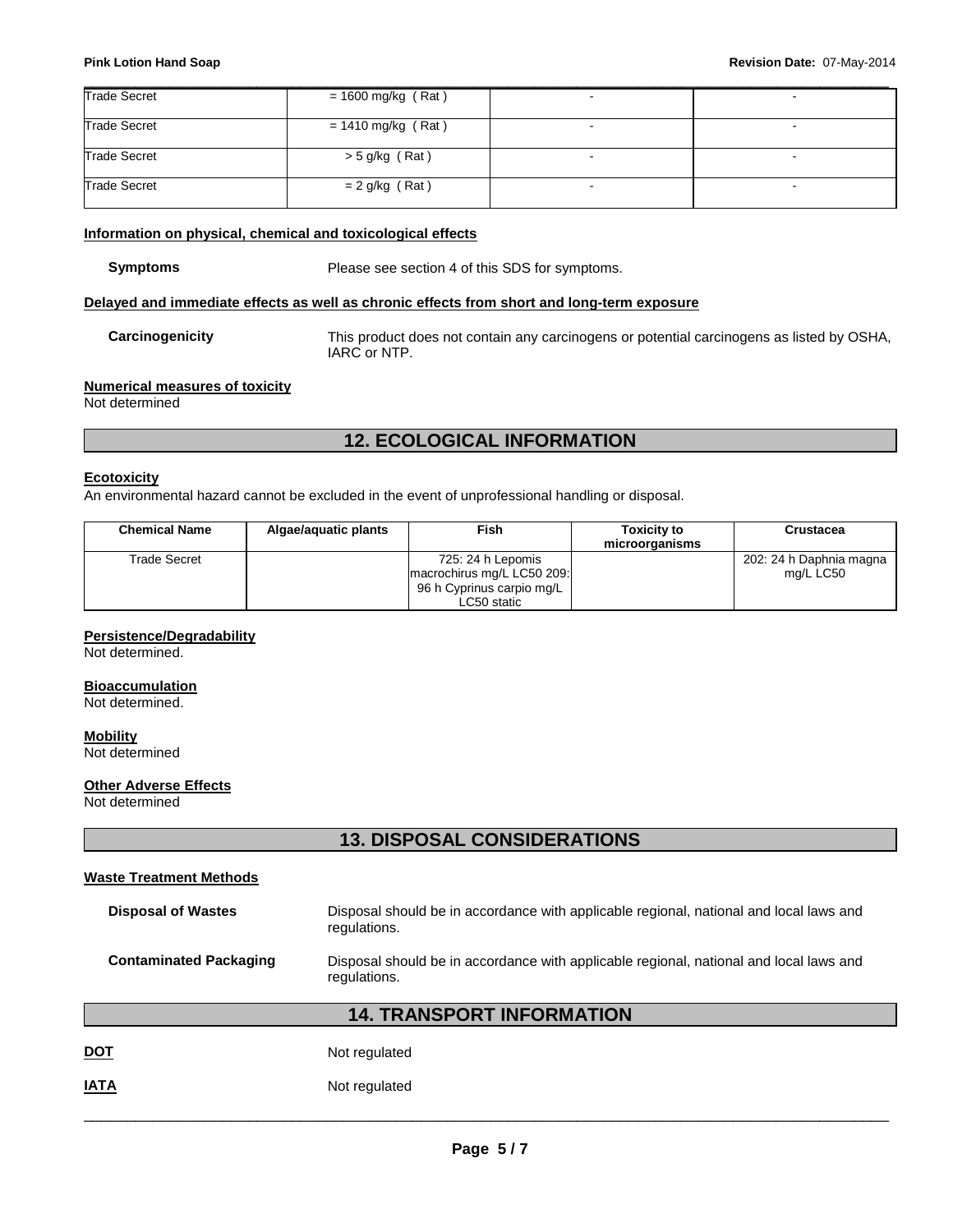| | | | |
|---|---|---|---|
| Trade Secret | = 1600 mg/kg ( Rat ) | - | - |
| Trade Secret | = 1410 mg/kg ( Rat ) | - | - |
| Trade Secret | > 5 g/kg ( Rat ) | - | - |
| Trade Secret | = 2 g/kg ( Rat ) | - | - |

**Information on physical, chemical and toxicological effects**

**Symptoms** Please see section 4 of this SDS for symptoms.

**Delayed and immediate effects as well as chronic effects from short and long-term exposure**

**Carcinogenicity** This product does not contain any carcinogens or potential carcinogens as listed by OSHA, IARC or NTP.

**Numerical measures of toxicity**
Not determined

## 12. ECOLOGICAL INFORMATION

**Ecotoxicity**
An environmental hazard cannot be excluded in the event of unprofessional handling or disposal.

| Chemical Name | Algae/aquatic plants | Fish | Toxicity to microorganisms | Crustacea |
|---|---|---|---|---|
| Trade Secret | | 725: 24 h Lepomis macrochirus mg/L LC50 209: 96 h Cyprinus carpio mg/L LC50 static | | 202: 24 h Daphnia magna mg/L LC50 |

**Persistence/Degradability**
Not determined.

**Bioaccumulation**
Not determined.

**Mobility**
Not determined

**Other Adverse Effects**
Not determined

## 13. DISPOSAL CONSIDERATIONS

**Waste Treatment Methods**

**Disposal of Wastes** Disposal should be in accordance with applicable regional, national and local laws and regulations.

**Contaminated Packaging** Disposal should be in accordance with applicable regional, national and local laws and regulations.

## 14. TRANSPORT INFORMATION

**DOT** Not regulated

**IATA** Not regulated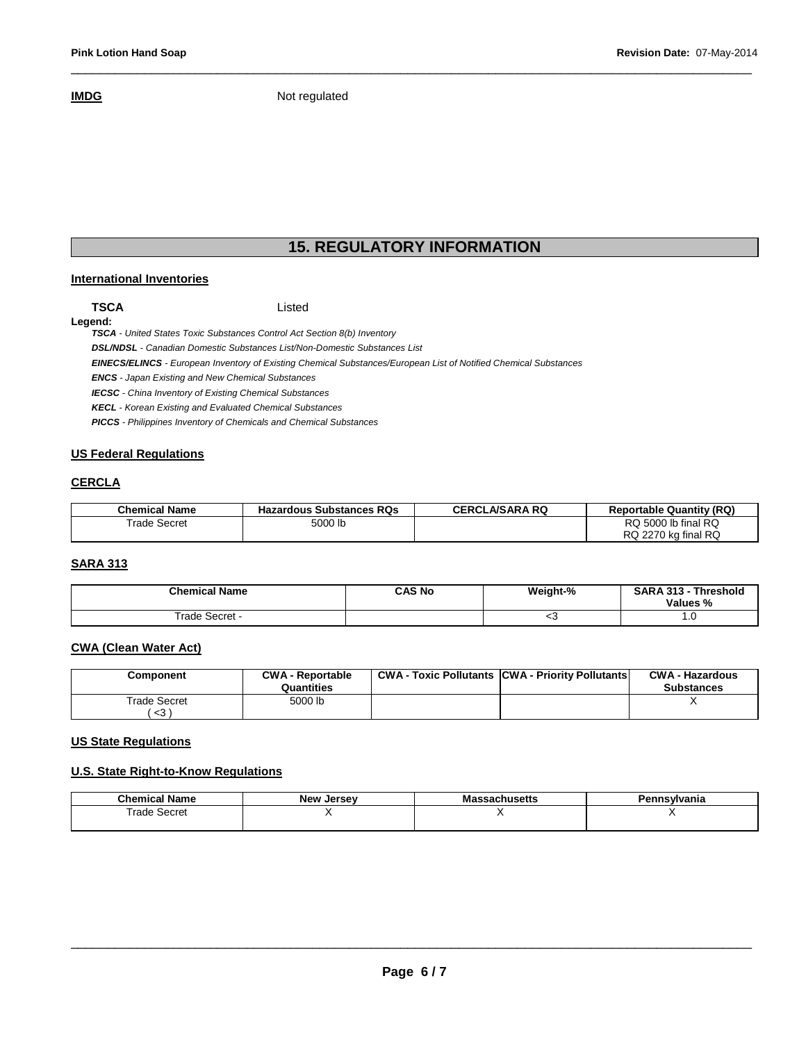**IMDG** Not regulated

# 15. REGULATORY INFORMATION

## International Inventories

**TSCA** Listed

**Legend:**

***TSCA*** *- United States Toxic Substances Control Act Section 8(b) Inventory*

***DSL/NDSL*** *- Canadian Domestic Substances List/Non-Domestic Substances List*

***EINECS/ELINCS*** *- European Inventory of Existing Chemical Substances/European List of Notified Chemical Substances*

***ENCS*** *- Japan Existing and New Chemical Substances*

***IECSC*** *- China Inventory of Existing Chemical Substances*

***KECL*** *- Korean Existing and Evaluated Chemical Substances*

***PICCS*** *- Philippines Inventory of Chemicals and Chemical Substances*

## US Federal Regulations

### CERCLA

| Chemical Name | Hazardous Substances RQs | CERCLA/SARA RQ | Reportable Quantity (RQ) |
|---|---|---|---|
| Trade Secret | 5000 lb | | RQ 5000 lb final RQ<br>RQ 2270 kg final RQ |

### SARA 313

| Chemical Name | CAS No | Weight-% | SARA 313 - Threshold Values % |
|---|---|---|---|
| Trade Secret - | | <3 | 1.0 |

### CWA (Clean Water Act)

| Component | CWA - Reportable Quantities | CWA - Toxic Pollutants | CWA - Priority Pollutants | CWA - Hazardous Substances |
|---|---|---|---|---|
| Trade Secret<br>( <3 ) | 5000 lb | | | X |

## US State Regulations

### U.S. State Right-to-Know Regulations

| Chemical Name | New Jersey | Massachusetts | Pennsylvania |
|---|---|---|---|
| Trade Secret | X | X | X |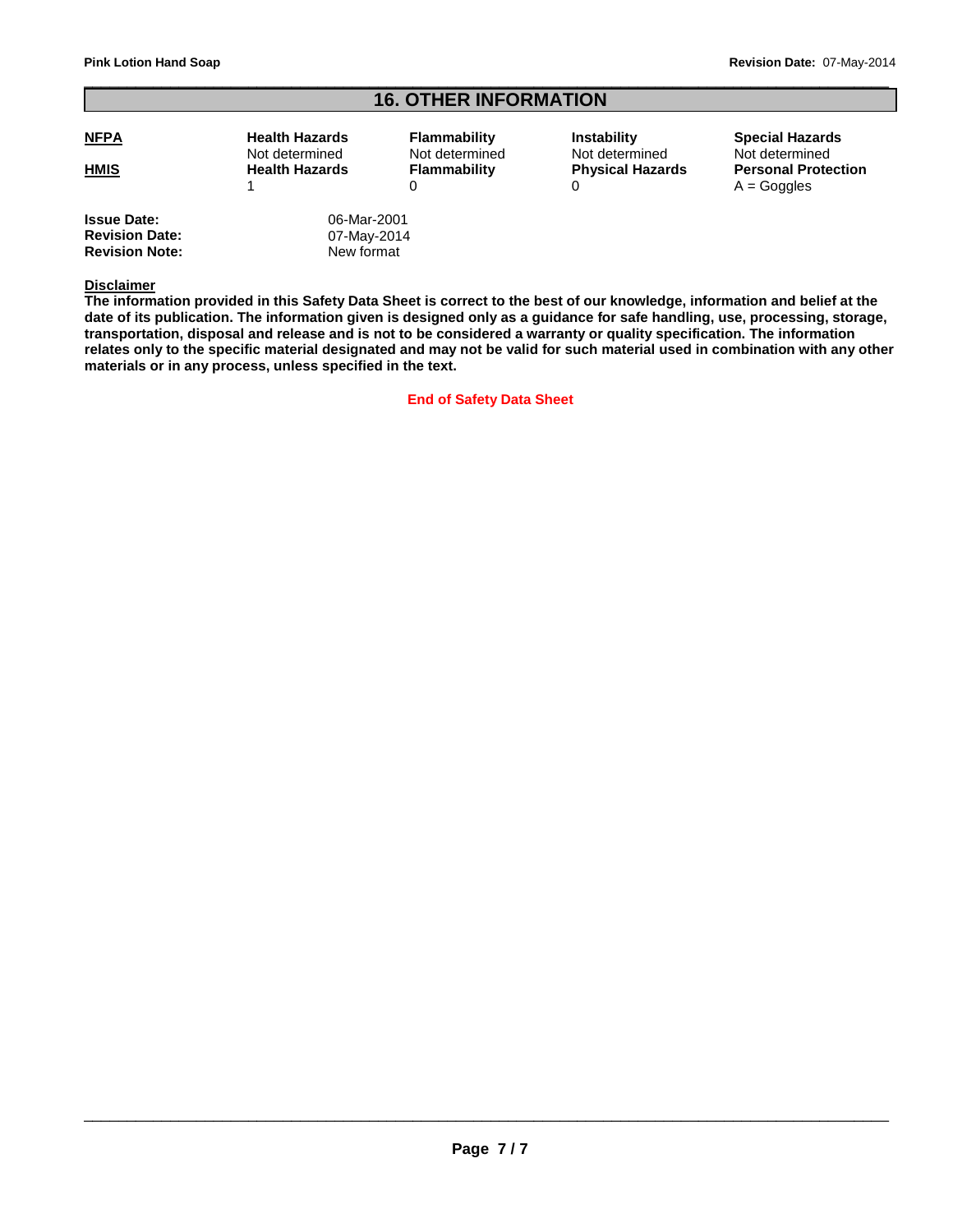## 16. OTHER INFORMATION

| | | | | |
|---|---|---|---|---|
| **NFPA** | **Health Hazards** Not determined | **Flammability** Not determined | **Instability** Not determined | **Special Hazards** Not determined |
| **HMIS** | **Health Hazards** 1 | **Flammability** 0 | **Physical Hazards** 0 | **Personal Protection** A = Goggles |

**Issue Date:** 06-Mar-2001
**Revision Date:** 07-May-2014
**Revision Note:** New format

**Disclaimer**

**The information provided in this Safety Data Sheet is correct to the best of our knowledge, information and belief at the date of its publication. The information given is designed only as a guidance for safe handling, use, processing, storage, transportation, disposal and release and is not to be considered a warranty or quality specification. The information relates only to the specific material designated and may not be valid for such material used in combination with any other materials or in any process, unless specified in the text.**

**End of Safety Data Sheet**